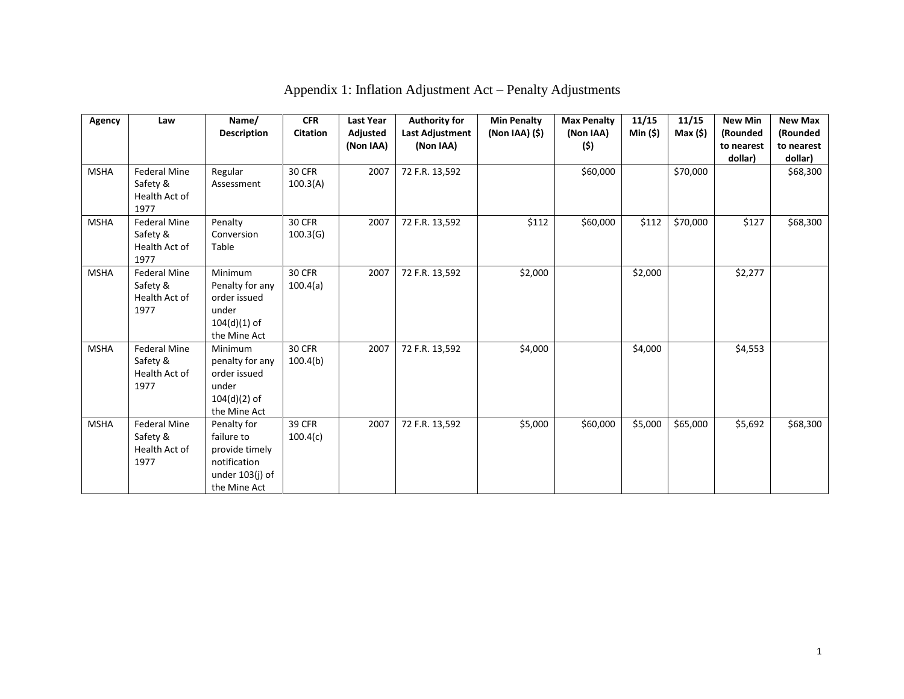# Appendix 1: Inflation Adjustment Act – Penalty Adjustments

| Agency | Law | Name/ Description | CFR Citation | Last Year Adjusted (Non IAA) | Authority for Last Adjustment (Non IAA) | Min Penalty (Non IAA) ($) | Max Penalty (Non IAA) ($) | 11/15 Min ($) | 11/15 Max ($) | New Min (Rounded to nearest dollar) | New Max (Rounded to nearest dollar) |
|---|---|---|---|---|---|---|---|---|---|---|---|
| MSHA | Federal Mine Safety & Health Act of 1977 | Regular Assessment | 30 CFR 100.3(A) | 2007 | 72 F.R. 13,592 | | $60,000 | | $70,000 | | $68,300 |
| MSHA | Federal Mine Safety & Health Act of 1977 | Penalty Conversion Table | 30 CFR 100.3(G) | 2007 | 72 F.R. 13,592 | $112 | $60,000 | $112 | $70,000 | $127 | $68,300 |
| MSHA | Federal Mine Safety & Health Act of 1977 | Minimum Penalty for any order issued under 104(d)(1) of the Mine Act | 30 CFR 100.4(a) | 2007 | 72 F.R. 13,592 | $2,000 | | $2,000 | | $2,277 | |
| MSHA | Federal Mine Safety & Health Act of 1977 | Minimum penalty for any order issued under 104(d)(2) of the Mine Act | 30 CFR 100.4(b) | 2007 | 72 F.R. 13,592 | $4,000 | | $4,000 | | $4,553 | |
| MSHA | Federal Mine Safety & Health Act of 1977 | Penalty for failure to provide timely notification under 103(j) of the Mine Act | 39 CFR 100.4(c) | 2007 | 72 F.R. 13,592 | $5,000 | $60,000 | $5,000 | $65,000 | $5,692 | $68,300 |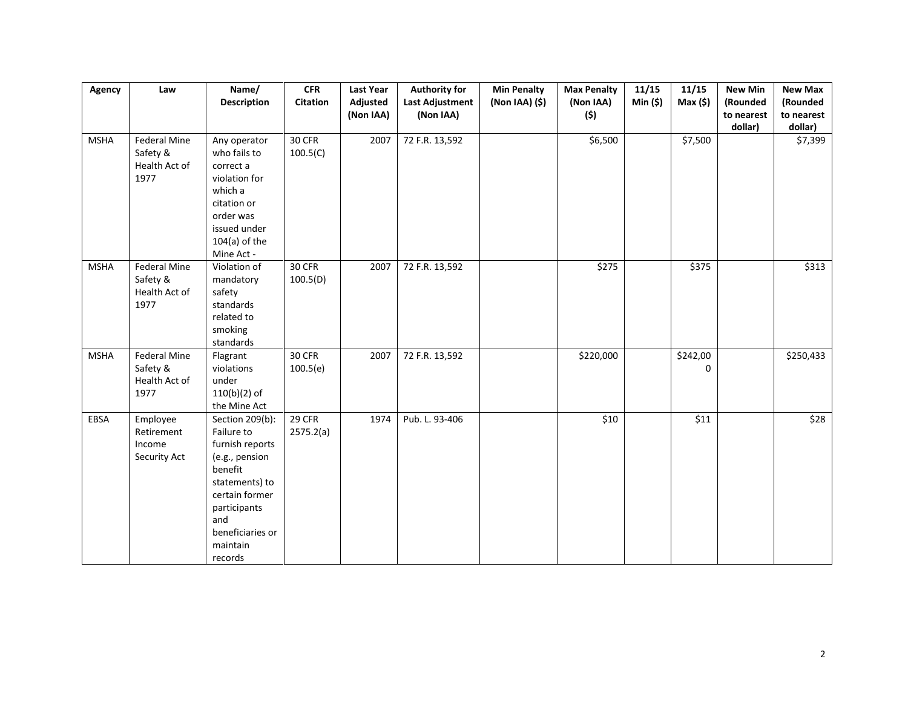| Agency | Law | Name/ Description | CFR Citation | Last Year Adjusted (Non IAA) | Authority for Last Adjustment (Non IAA) | Min Penalty (Non IAA) ($) | Max Penalty (Non IAA) ($) | 11/15 Min ($) | 11/15 Max ($) | New Min (Rounded to nearest dollar) | New Max (Rounded to nearest dollar) |
|---|---|---|---|---|---|---|---|---|---|---|---|
| MSHA | Federal Mine Safety & Health Act of 1977 | Any operator who fails to correct a violation for which a citation or order was issued under 104(a) of the Mine Act - | 30 CFR 100.5(C) | 2007 | 72 F.R. 13,592 | | $6,500 | | $7,500 | | $7,399 |
| MSHA | Federal Mine Safety & Health Act of 1977 | Violation of mandatory safety standards related to smoking standards | 30 CFR 100.5(D) | 2007 | 72 F.R. 13,592 | | $275 | | $375 | | $313 |
| MSHA | Federal Mine Safety & Health Act of 1977 | Flagrant violations under 110(b)(2) of the Mine Act | 30 CFR 100.5(e) | 2007 | 72 F.R. 13,592 | | $220,000 | | $242,000 | | $250,433 |
| EBSA | Employee Retirement Income Security Act | Section 209(b): Failure to furnish reports (e.g., pension benefit statements) to certain former participants and beneficiaries or maintain records | 29 CFR 2575.2(a) | 1974 | Pub. L. 93-406 | | $10 | | $11 | | $28 |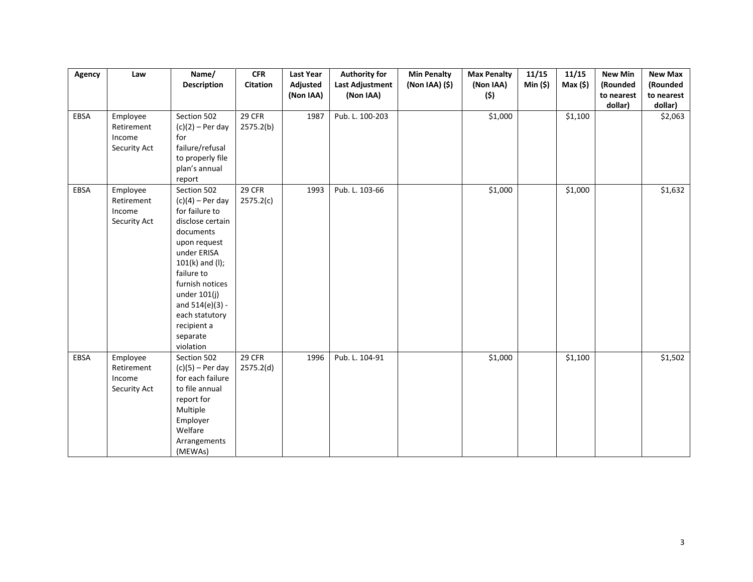| Agency | Law | Name/ Description | CFR Citation | Last Year Adjusted (Non IAA) | Authority for Last Adjustment (Non IAA) | Min Penalty (Non IAA) ($) | Max Penalty (Non IAA) ($) | 11/15 Min ($) | 11/15 Max ($) | New Min (Rounded to nearest dollar) | New Max (Rounded to nearest dollar) |
|---|---|---|---|---|---|---|---|---|---|---|---|
| EBSA | Employee Retirement Income Security Act | Section 502 (c)(2) – Per day for failure/refusal to properly file plan's annual report | 29 CFR 2575.2(b) | 1987 | Pub. L. 100-203 | | $1,000 | | $1,100 | | $2,063 |
| EBSA | Employee Retirement Income Security Act | Section 502 (c)(4) – Per day for failure to disclose certain documents upon request under ERISA 101(k) and (l); failure to furnish notices under 101(j) and 514(e)(3) - each statutory recipient a separate violation | 29 CFR 2575.2(c) | 1993 | Pub. L. 103-66 | | $1,000 | | $1,000 | | $1,632 |
| EBSA | Employee Retirement Income Security Act | Section 502 (c)(5) – Per day for each failure to file annual report for Multiple Employer Welfare Arrangements (MEWAs) | 29 CFR 2575.2(d) | 1996 | Pub. L. 104-91 | | $1,000 | | $1,100 | | $1,502 |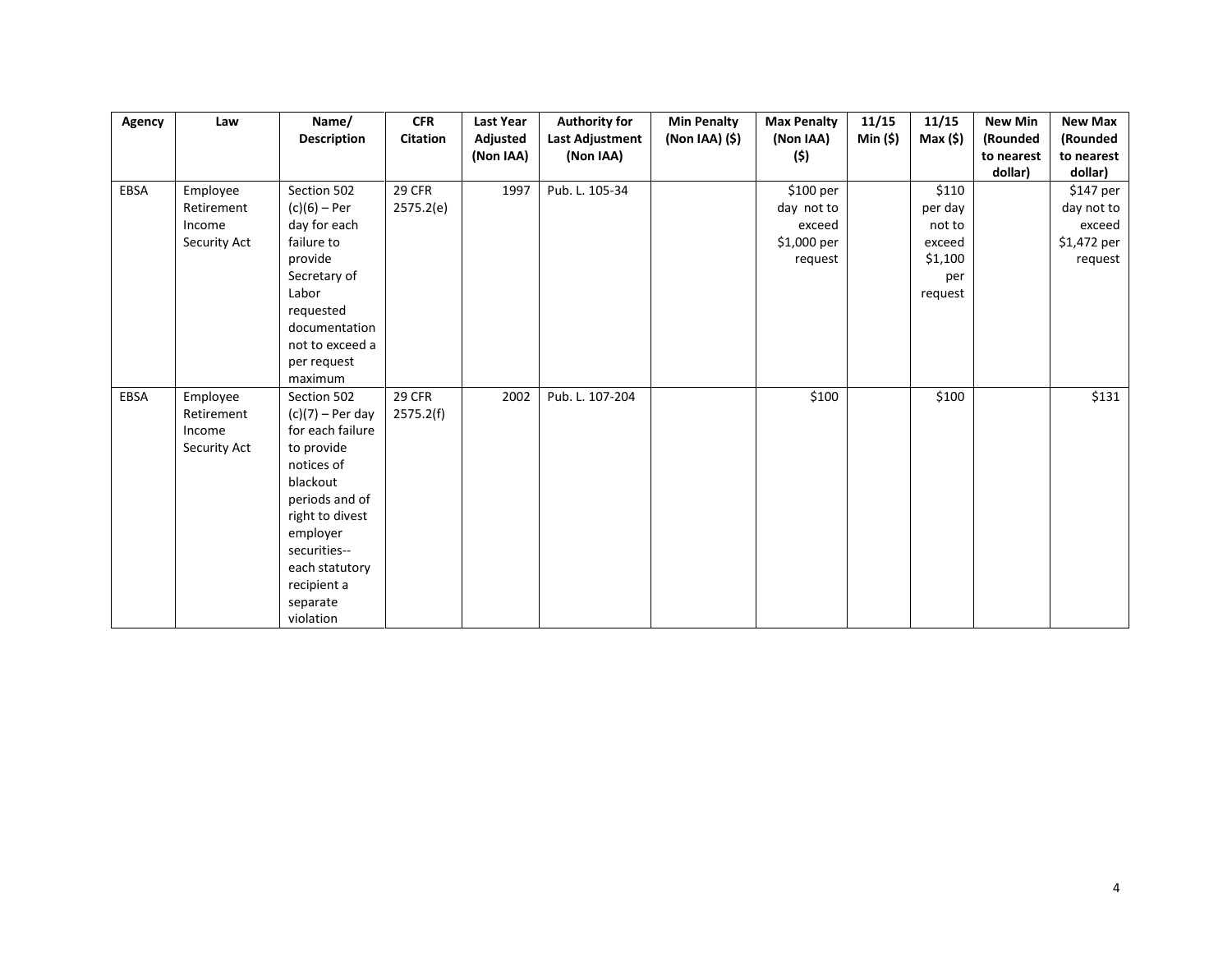| Agency | Law | Name/ Description | CFR Citation | Last Year Adjusted (Non IAA) | Authority for Last Adjustment (Non IAA) | Min Penalty (Non IAA) ($) | Max Penalty (Non IAA) ($) | 11/15 Min ($) | 11/15 Max ($) | New Min (Rounded to nearest dollar) | New Max (Rounded to nearest dollar) |
|---|---|---|---|---|---|---|---|---|---|---|---|
| EBSA | Employee Retirement Income Security Act | Section 502 (c)(6) – Per day for each failure to provide Secretary of Labor requested documentation not to exceed a per request maximum | 29 CFR 2575.2(e) | 1997 | Pub. L. 105-34 | | $100 per day not to exceed $1,000 per request | | $110 per day not to exceed $1,100 per request | | $147 per day not to exceed $1,472 per request |
| EBSA | Employee Retirement Income Security Act | Section 502 (c)(7) – Per day for each failure to provide notices of blackout periods and of right to divest employer securities-- each statutory recipient a separate violation | 29 CFR 2575.2(f) | 2002 | Pub. L. 107-204 | | $100 | | $100 | | $131 |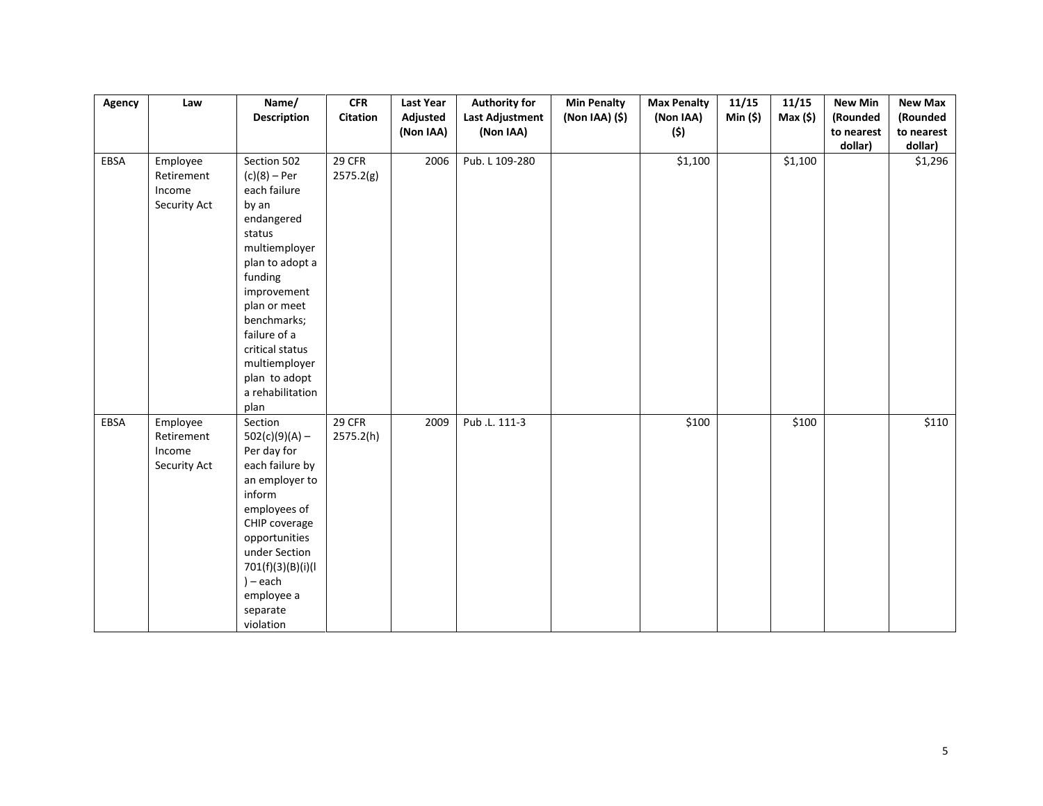| Agency | Law | Name/ Description | CFR Citation | Last Year Adjusted (Non IAA) | Authority for Last Adjustment (Non IAA) | Min Penalty (Non IAA) ($) | Max Penalty (Non IAA) ($) | 11/15 Min ($) | 11/15 Max ($) | New Min (Rounded to nearest dollar) | New Max (Rounded to nearest dollar) |
|---|---|---|---|---|---|---|---|---|---|---|---|
| EBSA | Employee Retirement Income Security Act | Section 502 (c)(8) – Per each failure by an endangered status multiemployer plan to adopt a funding improvement plan or meet benchmarks; failure of a critical status multiemployer plan to adopt a rehabilitation plan | 29 CFR 2575.2(g) | 2006 | Pub. L 109-280 | | $1,100 | | $1,100 | | $1,296 |
| EBSA | Employee Retirement Income Security Act | Section 502(c)(9)(A) – Per day for each failure by an employer to inform employees of CHIP coverage opportunities under Section 701(f)(3)(B)(i)(l) – each employee a separate violation | 29 CFR 2575.2(h) | 2009 | Pub .L. 111-3 | | $100 | | $100 | | $110 |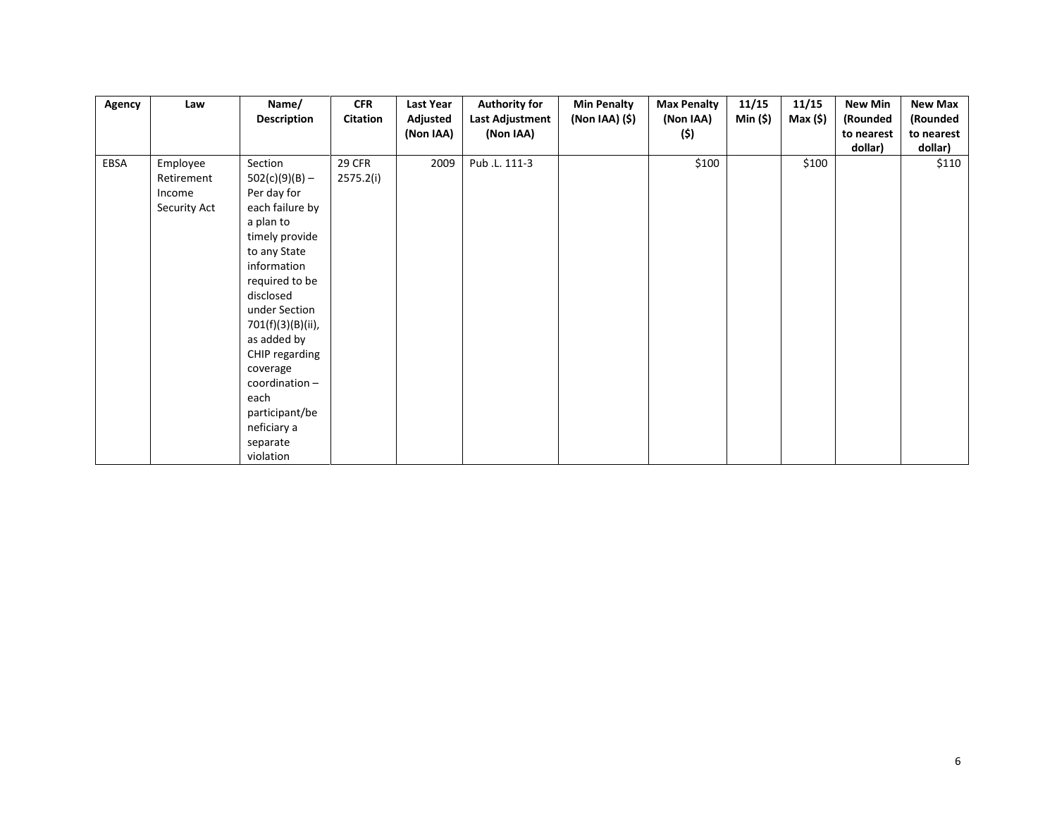| Agency | Law | Name/ Description | CFR Citation | Last Year Adjusted (Non IAA) | Authority for Last Adjustment (Non IAA) | Min Penalty (Non IAA) ($) | Max Penalty (Non IAA) ($) | 11/15 Min ($) | 11/15 Max ($) | New Min (Rounded to nearest dollar) | New Max (Rounded to nearest dollar) |
|---|---|---|---|---|---|---|---|---|---|---|---|
| EBSA | Employee Retirement Income Security Act | Section 502(c)(9)(B) – Per day for each failure by a plan to timely provide to any State information required to be disclosed under Section 701(f)(3)(B)(ii), as added by CHIP regarding coverage coordination – each participant/beneficiary a separate violation | 29 CFR 2575.2(i) | 2009 | Pub .L. 111-3 | | $100 | | $100 | | $110 |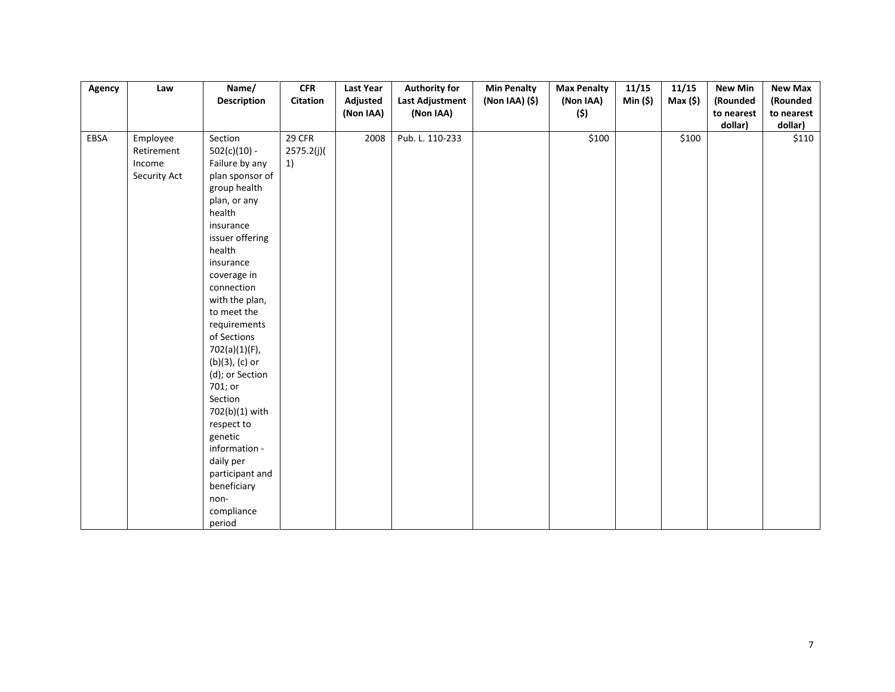| Agency | Law | Name/ Description | CFR Citation | Last Year Adjusted (Non IAA) | Authority for Last Adjustment (Non IAA) | Min Penalty (Non IAA) ($) | Max Penalty (Non IAA) ($) | 11/15 Min ($) | 11/15 Max ($) | New Min (Rounded to nearest dollar) | New Max (Rounded to nearest dollar) |
|---|---|---|---|---|---|---|---|---|---|---|---|
| EBSA | Employee Retirement Income Security Act | Section 502(c)(10) - Failure by any plan sponsor of group health plan, or any health insurance issuer offering health insurance coverage in connection with the plan, to meet the requirements of Sections 702(a)(1)(F), (b)(3), (c) or (d); or Section 701; or Section 702(b)(1) with respect to genetic information - daily per participant and beneficiary non-compliance period | 29 CFR 2575.2(j)(1) | 2008 | Pub. L. 110-233 | | $100 | | $100 | | $110 |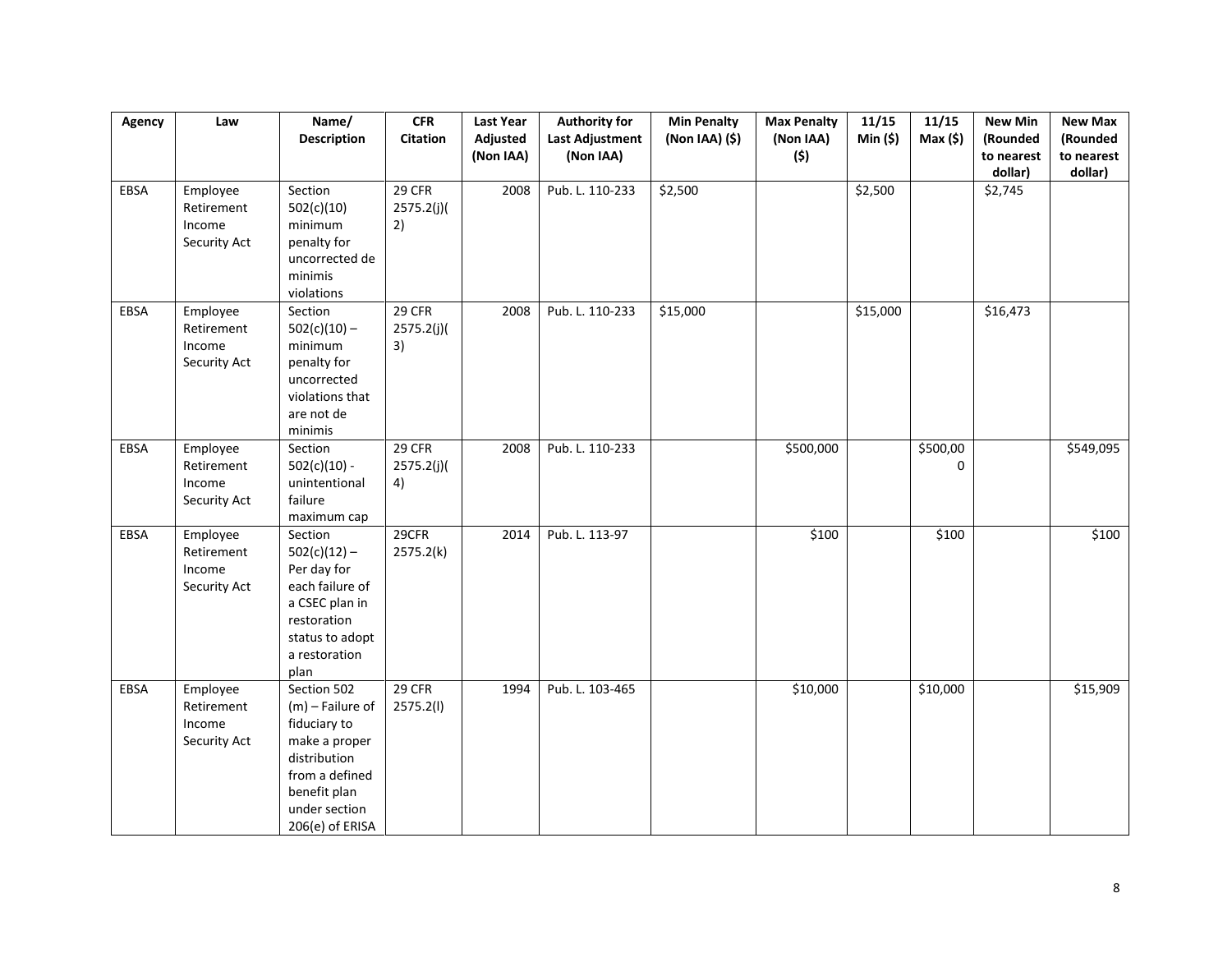| Agency | Law | Name/ Description | CFR Citation | Last Year Adjusted (Non IAA) | Authority for Last Adjustment (Non IAA) | Min Penalty (Non IAA) ($) | Max Penalty (Non IAA) ($) | 11/15 Min ($) | 11/15 Max ($) | New Min (Rounded to nearest dollar) | New Max (Rounded to nearest dollar) |
|---|---|---|---|---|---|---|---|---|---|---|---|
| EBSA | Employee Retirement Income Security Act | Section 502(c)(10) minimum penalty for uncorrected de minimis violations | 29 CFR 2575.2(j)(2) | 2008 | Pub. L. 110-233 | $2,500 | | $2,500 | | $2,745 | |
| EBSA | Employee Retirement Income Security Act | Section 502(c)(10) – minimum penalty for uncorrected violations that are not de minimis | 29 CFR 2575.2(j)(3) | 2008 | Pub. L. 110-233 | $15,000 | | $15,000 | | $16,473 | |
| EBSA | Employee Retirement Income Security Act | Section 502(c)(10) - unintentional failure maximum cap | 29 CFR 2575.2(j)(4) | 2008 | Pub. L. 110-233 | | $500,000 | | $500,000 | | $549,095 |
| EBSA | Employee Retirement Income Security Act | Section 502(c)(12) – Per day for each failure of a CSEC plan in restoration status to adopt a restoration plan | 29CFR 2575.2(k) | 2014 | Pub. L. 113-97 | | $100 | | $100 | | $100 |
| EBSA | Employee Retirement Income Security Act | Section 502 (m) – Failure of fiduciary to make a proper distribution from a defined benefit plan under section 206(e) of ERISA | 29 CFR 2575.2(l) | 1994 | Pub. L. 103-465 | | $10,000 | | $10,000 | | $15,909 |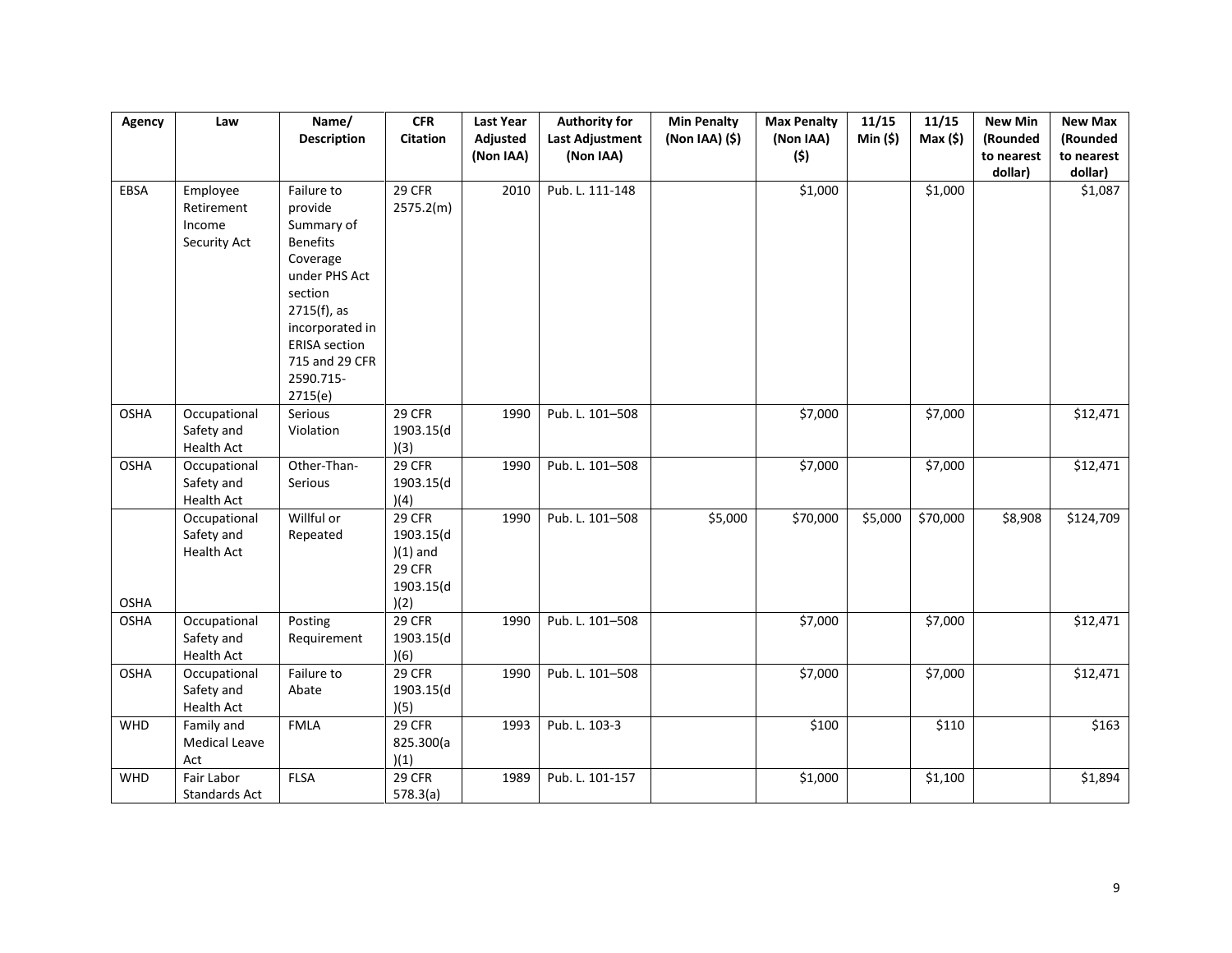| Agency | Law | Name/ Description | CFR Citation | Last Year Adjusted (Non IAA) | Authority for Last Adjustment (Non IAA) | Min Penalty (Non IAA) ($) | Max Penalty (Non IAA) ($) | 11/15 Min ($) | 11/15 Max ($) | New Min (Rounded to nearest dollar) | New Max (Rounded to nearest dollar) |
|---|---|---|---|---|---|---|---|---|---|---|---|
| EBSA | Employee Retirement Income Security Act | Failure to provide Summary of Benefits Coverage under PHS Act section 2715(f), as incorporated in ERISA section 715 and 29 CFR 2590.715-2715(e) | 29 CFR 2575.2(m) | 2010 | Pub. L. 111-148 | | $1,000 | | $1,000 | | $1,087 |
| OSHA | Occupational Safety and Health Act | Serious Violation | 29 CFR 1903.15(d)(3) | 1990 | Pub. L. 101–508 | | $7,000 | | $7,000 | | $12,471 |
| OSHA | Occupational Safety and Health Act | Other-Than-Serious | 29 CFR 1903.15(d)(4) | 1990 | Pub. L. 101–508 | | $7,000 | | $7,000 | | $12,471 |
| OSHA | Occupational Safety and Health Act | Willful or Repeated | 29 CFR 1903.15(d)(1) and 29 CFR 1903.15(d)(2) | 1990 | Pub. L. 101–508 | $5,000 | $70,000 | $5,000 | $70,000 | $8,908 | $124,709 |
| OSHA | Occupational Safety and Health Act | Posting Requirement | 29 CFR 1903.15(d)(6) | 1990 | Pub. L. 101–508 | | $7,000 | | $7,000 | | $12,471 |
| OSHA | Occupational Safety and Health Act | Failure to Abate | 29 CFR 1903.15(d)(5) | 1990 | Pub. L. 101–508 | | $7,000 | | $7,000 | | $12,471 |
| WHD | Family and Medical Leave Act | FMLA | 29 CFR 825.300(a)(1) | 1993 | Pub. L. 103-3 | | $100 | | $110 | | $163 |
| WHD | Fair Labor Standards Act | FLSA | 29 CFR 578.3(a) | 1989 | Pub. L. 101-157 | | $1,000 | | $1,100 | | $1,894 |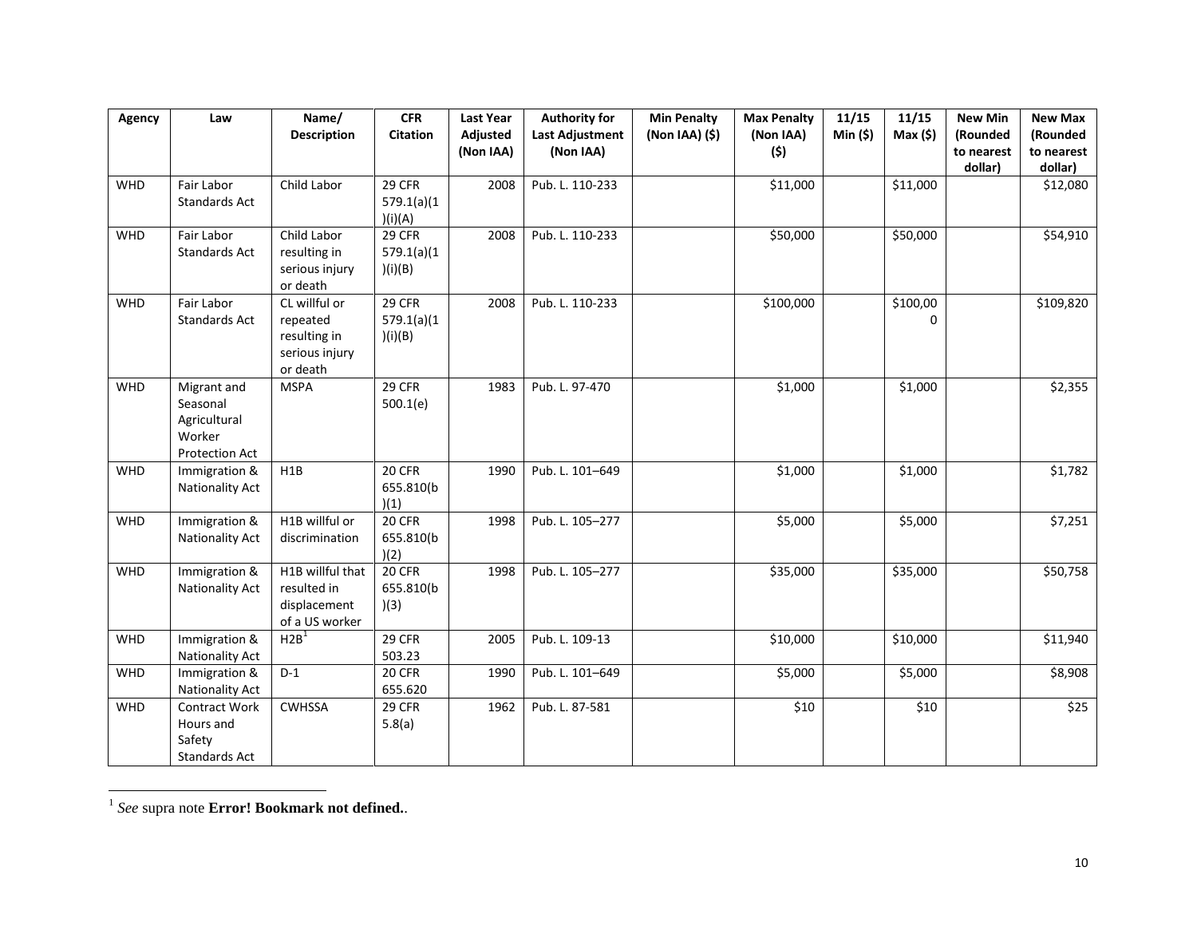| Agency | Law | Name/ Description | CFR Citation | Last Year Adjusted (Non IAA) | Authority for Last Adjustment (Non IAA) | Min Penalty (Non IAA) ($) | Max Penalty (Non IAA) ($) | 11/15 Min ($) | 11/15 Max ($) | New Min (Rounded to nearest dollar) | New Max (Rounded to nearest dollar) |
|---|---|---|---|---|---|---|---|---|---|---|---|
| WHD | Fair Labor Standards Act | Child Labor | 29 CFR 579.1(a)(1)(i)(A) | 2008 | Pub. L. 110-233 | | $11,000 | | $11,000 | | $12,080 |
| WHD | Fair Labor Standards Act | Child Labor resulting in serious injury or death | 29 CFR 579.1(a)(1)(i)(B) | 2008 | Pub. L. 110-233 | | $50,000 | | $50,000 | | $54,910 |
| WHD | Fair Labor Standards Act | CL willful or repeated resulting in serious injury or death | 29 CFR 579.1(a)(1)(i)(B) | 2008 | Pub. L. 110-233 | | $100,000 | | $100,000 | | $109,820 |
| WHD | Migrant and Seasonal Agricultural Worker Protection Act | MSPA | 29 CFR 500.1(e) | 1983 | Pub. L. 97-470 | | $1,000 | | $1,000 | | $2,355 |
| WHD | Immigration & Nationality Act | H1B | 20 CFR 655.810(b)(1) | 1990 | Pub. L. 101–649 | | $1,000 | | $1,000 | | $1,782 |
| WHD | Immigration & Nationality Act | H1B willful or discrimination | 20 CFR 655.810(b)(2) | 1998 | Pub. L. 105–277 | | $5,000 | | $5,000 | | $7,251 |
| WHD | Immigration & Nationality Act | H1B willful that resulted in displacement of a US worker | 20 CFR 655.810(b)(3) | 1998 | Pub. L. 105–277 | | $35,000 | | $35,000 | | $50,758 |
| WHD | Immigration & Nationality Act | H2B[1] | 29 CFR 503.23 | 2005 | Pub. L. 109-13 | | $10,000 | | $10,000 | | $11,940 |
| WHD | Immigration & Nationality Act | D-1 | 20 CFR 655.620 | 1990 | Pub. L. 101–649 | | $5,000 | | $5,000 | | $8,908 |
| WHD | Contract Work Hours and Safety Standards Act | CWHSSA | 29 CFR 5.8(a) | 1962 | Pub. L. 87-581 | | $10 | | $10 | | $25 |

[1] *See* supra note **Error! Bookmark not defined.**.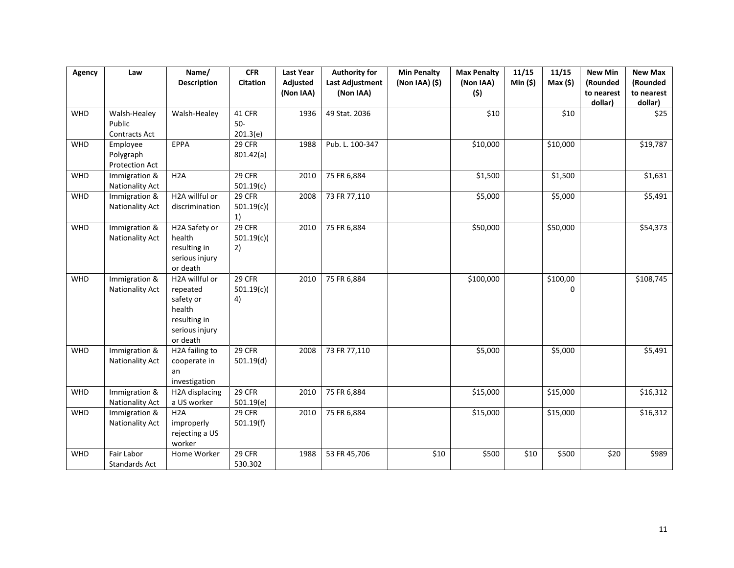| Agency | Law | Name/ Description | CFR Citation | Last Year Adjusted (Non IAA) | Authority for Last Adjustment (Non IAA) | Min Penalty (Non IAA) ($) | Max Penalty (Non IAA) ($) | 11/15 Min ($) | 11/15 Max ($) | New Min (Rounded to nearest dollar) | New Max (Rounded to nearest dollar) |
|---|---|---|---|---|---|---|---|---|---|---|---|
| WHD | Walsh-Healey Public Contracts Act | Walsh-Healey | 41 CFR 50-201.3(e) | 1936 | 49 Stat. 2036 | | $10 | | $10 | | $25 |
| WHD | Employee Polygraph Protection Act | EPPA | 29 CFR 801.42(a) | 1988 | Pub. L. 100-347 | | $10,000 | | $10,000 | | $19,787 |
| WHD | Immigration & Nationality Act | H2A | 29 CFR 501.19(c) | 2010 | 75 FR 6,884 | | $1,500 | | $1,500 | | $1,631 |
| WHD | Immigration & Nationality Act | H2A willful or discrimination | 29 CFR 501.19(c)(1) | 2008 | 73 FR 77,110 | | $5,000 | | $5,000 | | $5,491 |
| WHD | Immigration & Nationality Act | H2A Safety or health resulting in serious injury or death | 29 CFR 501.19(c)(2) | 2010 | 75 FR 6,884 | | $50,000 | | $50,000 | | $54,373 |
| WHD | Immigration & Nationality Act | H2A willful or repeated safety or health resulting in serious injury or death | 29 CFR 501.19(c)(4) | 2010 | 75 FR 6,884 | | $100,000 | | $100,000 | | $108,745 |
| WHD | Immigration & Nationality Act | H2A failing to cooperate in an investigation | 29 CFR 501.19(d) | 2008 | 73 FR 77,110 | | $5,000 | | $5,000 | | $5,491 |
| WHD | Immigration & Nationality Act | H2A displacing a US worker | 29 CFR 501.19(e) | 2010 | 75 FR 6,884 | | $15,000 | | $15,000 | | $16,312 |
| WHD | Immigration & Nationality Act | H2A improperly rejecting a US worker | 29 CFR 501.19(f) | 2010 | 75 FR 6,884 | | $15,000 | | $15,000 | | $16,312 |
| WHD | Fair Labor Standards Act | Home Worker | 29 CFR 530.302 | 1988 | 53 FR 45,706 | $10 | $500 | $10 | $500 | $20 | $989 |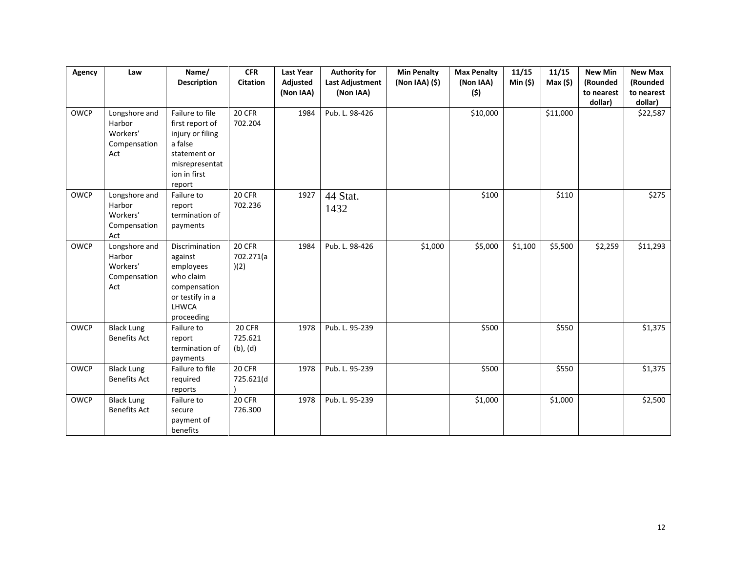| Agency | Law | Name/ Description | CFR Citation | Last Year Adjusted (Non IAA) | Authority for Last Adjustment (Non IAA) | Min Penalty (Non IAA) ($) | Max Penalty (Non IAA) ($) | 11/15 Min ($) | 11/15 Max ($) | New Min (Rounded to nearest dollar) | New Max (Rounded to nearest dollar) |
|---|---|---|---|---|---|---|---|---|---|---|---|
| OWCP | Longshore and Harbor Workers' Compensation Act | Failure to file first report of injury or filing a false statement or misrepresentation in first report | 20 CFR 702.204 | 1984 | Pub. L. 98-426 | | $10,000 | | $11,000 | | $22,587 |
| OWCP | Longshore and Harbor Workers' Compensation Act | Failure to report termination of payments | 20 CFR 702.236 | 1927 | 44 Stat. 1432 | | $100 | | $110 | | $275 |
| OWCP | Longshore and Harbor Workers' Compensation Act | Discrimination against employees who claim compensation or testify in a LHWCA proceeding | 20 CFR 702.271(a)(2) | 1984 | Pub. L. 98-426 | $1,000 | $5,000 | $1,100 | $5,500 | $2,259 | $11,293 |
| OWCP | Black Lung Benefits Act | Failure to report termination of payments | 20 CFR 725.621 (b), (d) | 1978 | Pub. L. 95-239 | | $500 | | $550 | | $1,375 |
| OWCP | Black Lung Benefits Act | Failure to file required reports | 20 CFR 725.621(d) | 1978 | Pub. L. 95-239 | | $500 | | $550 | | $1,375 |
| OWCP | Black Lung Benefits Act | Failure to secure payment of benefits | 20 CFR 726.300 | 1978 | Pub. L. 95-239 | | $1,000 | | $1,000 | | $2,500 |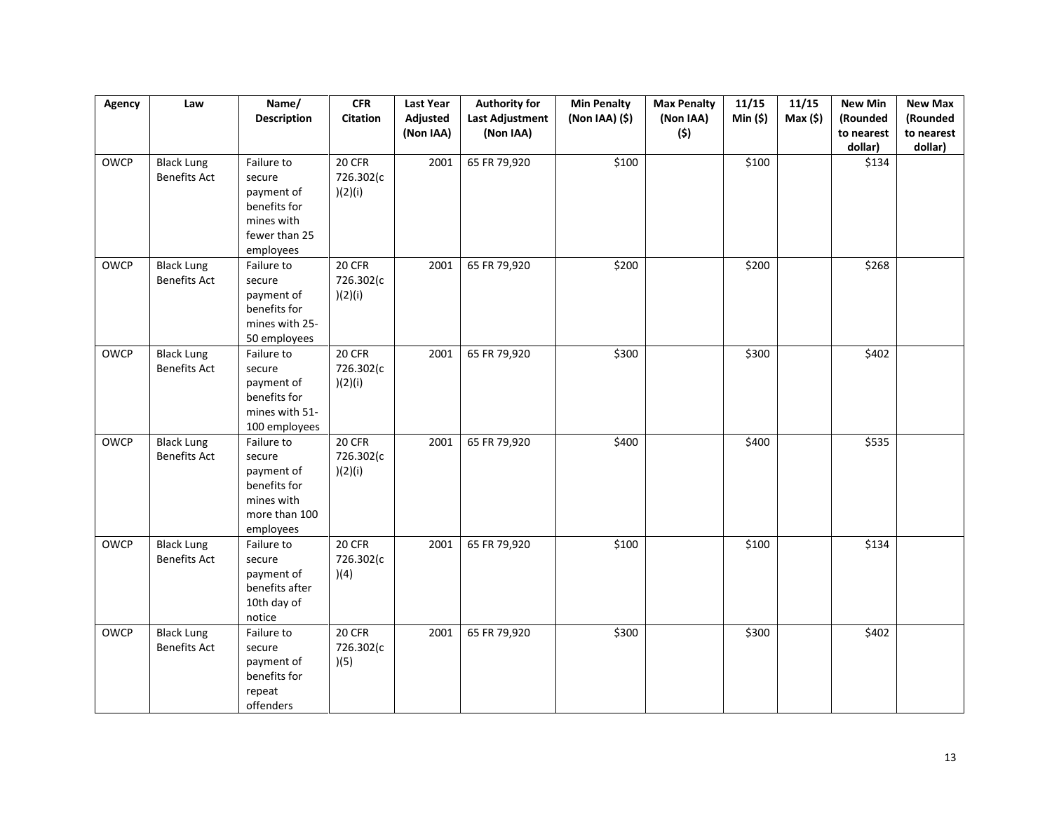| Agency | Law | Name/ Description | CFR Citation | Last Year Adjusted (Non IAA) | Authority for Last Adjustment (Non IAA) | Min Penalty (Non IAA) ($) | Max Penalty (Non IAA) ($) | 11/15 Min ($) | 11/15 Max ($) | New Min (Rounded to nearest dollar) | New Max (Rounded to nearest dollar) |
|---|---|---|---|---|---|---|---|---|---|---|---|
| OWCP | Black Lung Benefits Act | Failure to secure payment of benefits for mines with fewer than 25 employees | 20 CFR 726.302(c)(2)(i) | 2001 | 65 FR 79,920 | $100 | | $100 | | $134 | |
| OWCP | Black Lung Benefits Act | Failure to secure payment of benefits for mines with 25-50 employees | 20 CFR 726.302(c)(2)(i) | 2001 | 65 FR 79,920 | $200 | | $200 | | $268 | |
| OWCP | Black Lung Benefits Act | Failure to secure payment of benefits for mines with 51-100 employees | 20 CFR 726.302(c)(2)(i) | 2001 | 65 FR 79,920 | $300 | | $300 | | $402 | |
| OWCP | Black Lung Benefits Act | Failure to secure payment of benefits for mines with more than 100 employees | 20 CFR 726.302(c)(2)(i) | 2001 | 65 FR 79,920 | $400 | | $400 | | $535 | |
| OWCP | Black Lung Benefits Act | Failure to secure payment of benefits after 10th day of notice | 20 CFR 726.302(c)(4) | 2001 | 65 FR 79,920 | $100 | | $100 | | $134 | |
| OWCP | Black Lung Benefits Act | Failure to secure payment of benefits for repeat offenders | 20 CFR 726.302(c)(5) | 2001 | 65 FR 79,920 | $300 | | $300 | | $402 | |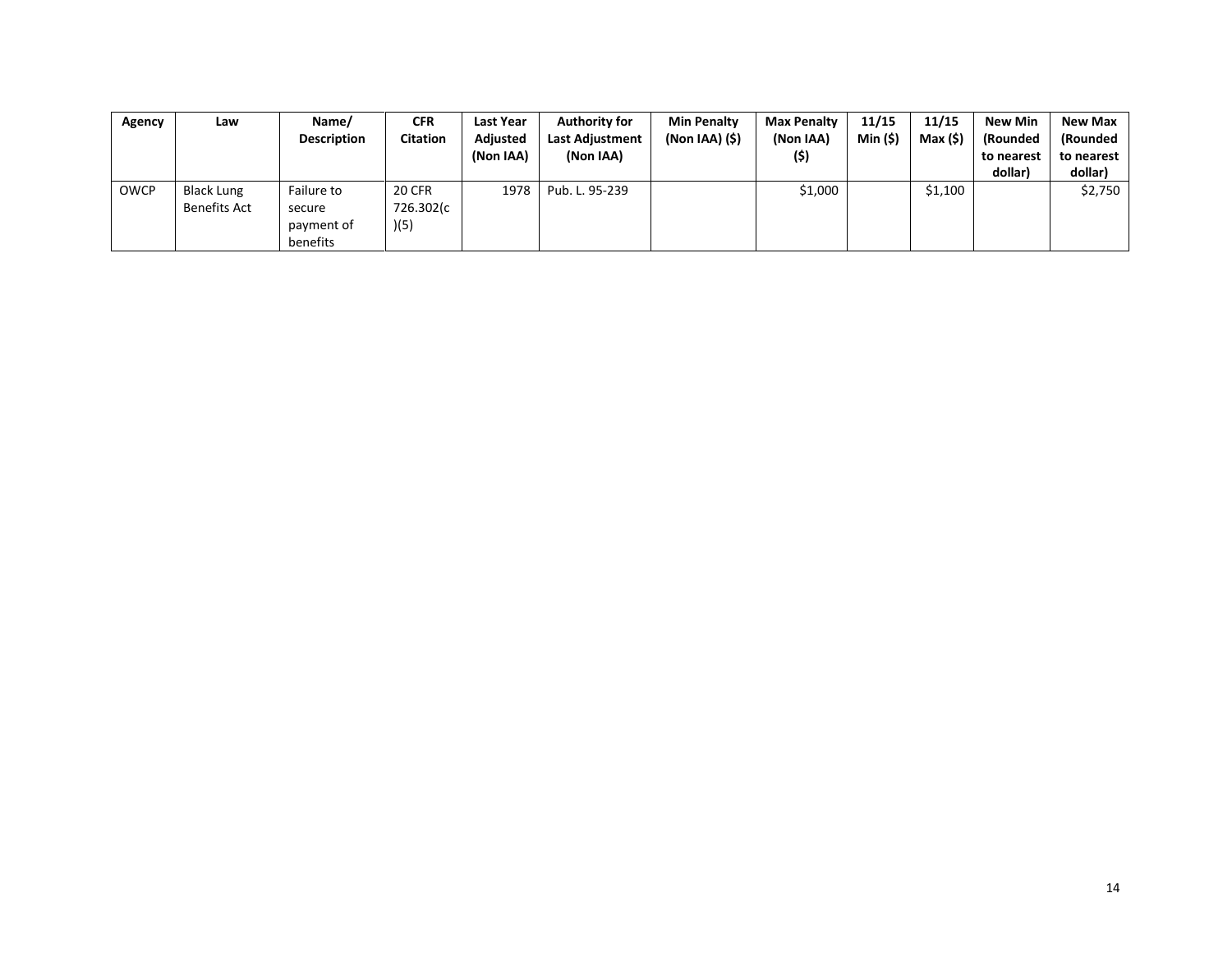| Agency | Law | Name/ Description | CFR Citation | Last Year Adjusted (Non IAA) | Authority for Last Adjustment (Non IAA) | Min Penalty (Non IAA) ($) | Max Penalty (Non IAA) ($) | 11/15 Min ($) | 11/15 Max ($) | New Min (Rounded to nearest dollar) | New Max (Rounded to nearest dollar) |
|---|---|---|---|---|---|---|---|---|---|---|---|
| OWCP | Black Lung Benefits Act | Failure to secure payment of benefits | 20 CFR 726.302(c)(5) | 1978 | Pub. L. 95-239 | | $1,000 | | $1,100 | | $2,750 |